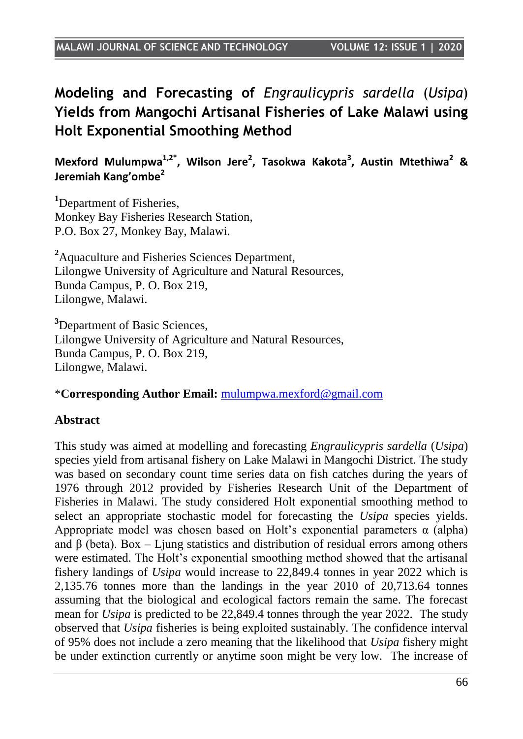# Modeling and Forecasting of *Engraulicypris sardella* (*Usipa*) Yields from Mangochi Artisanal Fisheries of Lake Malawi using Holt Exponential Smoothing Method

**Mexford Mulumpwa[1,2*], Wilson Jere[2], Tasokwa Kakota[3], Austin Mtethiwa[2] & Jeremiah Kang'ombe[2]**

[1]Department of Fisheries,
Monkey Bay Fisheries Research Station,
P.O. Box 27, Monkey Bay, Malawi.

[2]Aquaculture and Fisheries Sciences Department,
Lilongwe University of Agriculture and Natural Resources,
Bunda Campus, P. O. Box 219,
Lilongwe, Malawi.

[3]Department of Basic Sciences,
Lilongwe University of Agriculture and Natural Resources,
Bunda Campus, P. O. Box 219,
Lilongwe, Malawi.

\***Corresponding Author Email:** mulumpwa.mexford@gmail.com

### Abstract

This study was aimed at modelling and forecasting *Engraulicypris sardella* (*Usipa*) species yield from artisanal fishery on Lake Malawi in Mangochi District. The study was based on secondary count time series data on fish catches during the years of 1976 through 2012 provided by Fisheries Research Unit of the Department of Fisheries in Malawi. The study considered Holt exponential smoothing method to select an appropriate stochastic model for forecasting the *Usipa* species yields. Appropriate model was chosen based on Holt's exponential parameters α (alpha) and β (beta). Box – Ljung statistics and distribution of residual errors among others were estimated. The Holt's exponential smoothing method showed that the artisanal fishery landings of *Usipa* would increase to 22,849.4 tonnes in year 2022 which is 2,135.76 tonnes more than the landings in the year 2010 of 20,713.64 tonnes assuming that the biological and ecological factors remain the same. The forecast mean for *Usipa* is predicted to be 22,849.4 tonnes through the year 2022. The study observed that *Usipa* fisheries is being exploited sustainably. The confidence interval of 95% does not include a zero meaning that the likelihood that *Usipa* fishery might be under extinction currently or anytime soon might be very low. The increase of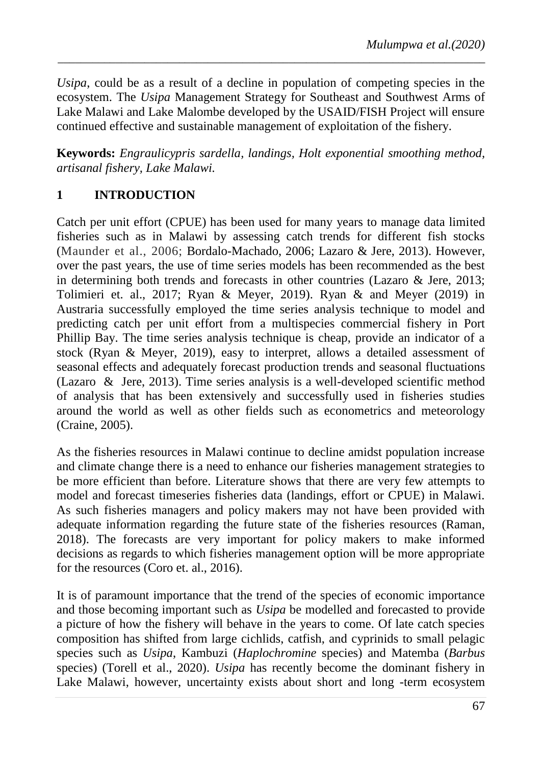*Usipa*, could be as a result of a decline in population of competing species in the ecosystem. The *Usipa* Management Strategy for Southeast and Southwest Arms of Lake Malawi and Lake Malombe developed by the USAID/FISH Project will ensure continued effective and sustainable management of exploitation of the fishery.

**Keywords:** *Engraulicypris sardella, landings, Holt exponential smoothing method, artisanal fishery, Lake Malawi.*

## 1 INTRODUCTION

Catch per unit effort (CPUE) has been used for many years to manage data limited fisheries such as in Malawi by assessing catch trends for different fish stocks (Maunder et al., 2006; Bordalo-Machado, 2006; Lazaro & Jere, 2013). However, over the past years, the use of time series models has been recommended as the best in determining both trends and forecasts in other countries (Lazaro & Jere, 2013; Tolimieri et. al., 2017; Ryan & Meyer, 2019). Ryan & and Meyer (2019) in Austraria successfully employed the time series analysis technique to model and predicting catch per unit effort from a multispecies commercial fishery in Port Phillip Bay. The time series analysis technique is cheap, provide an indicator of a stock (Ryan & Meyer, 2019), easy to interpret, allows a detailed assessment of seasonal effects and adequately forecast production trends and seasonal fluctuations (Lazaro & Jere, 2013). Time series analysis is a well-developed scientific method of analysis that has been extensively and successfully used in fisheries studies around the world as well as other fields such as econometrics and meteorology (Craine, 2005).

As the fisheries resources in Malawi continue to decline amidst population increase and climate change there is a need to enhance our fisheries management strategies to be more efficient than before. Literature shows that there are very few attempts to model and forecast timeseries fisheries data (landings, effort or CPUE) in Malawi. As such fisheries managers and policy makers may not have been provided with adequate information regarding the future state of the fisheries resources (Raman, 2018). The forecasts are very important for policy makers to make informed decisions as regards to which fisheries management option will be more appropriate for the resources (Coro et. al., 2016).

It is of paramount importance that the trend of the species of economic importance and those becoming important such as *Usipa* be modelled and forecasted to provide a picture of how the fishery will behave in the years to come. Of late catch species composition has shifted from large cichlids, catfish, and cyprinids to small pelagic species such as *Usipa*, Kambuzi (*Haplochromine* species) and Matemba (*Barbus* species) (Torell et al., 2020). *Usipa* has recently become the dominant fishery in Lake Malawi, however, uncertainty exists about short and long -term ecosystem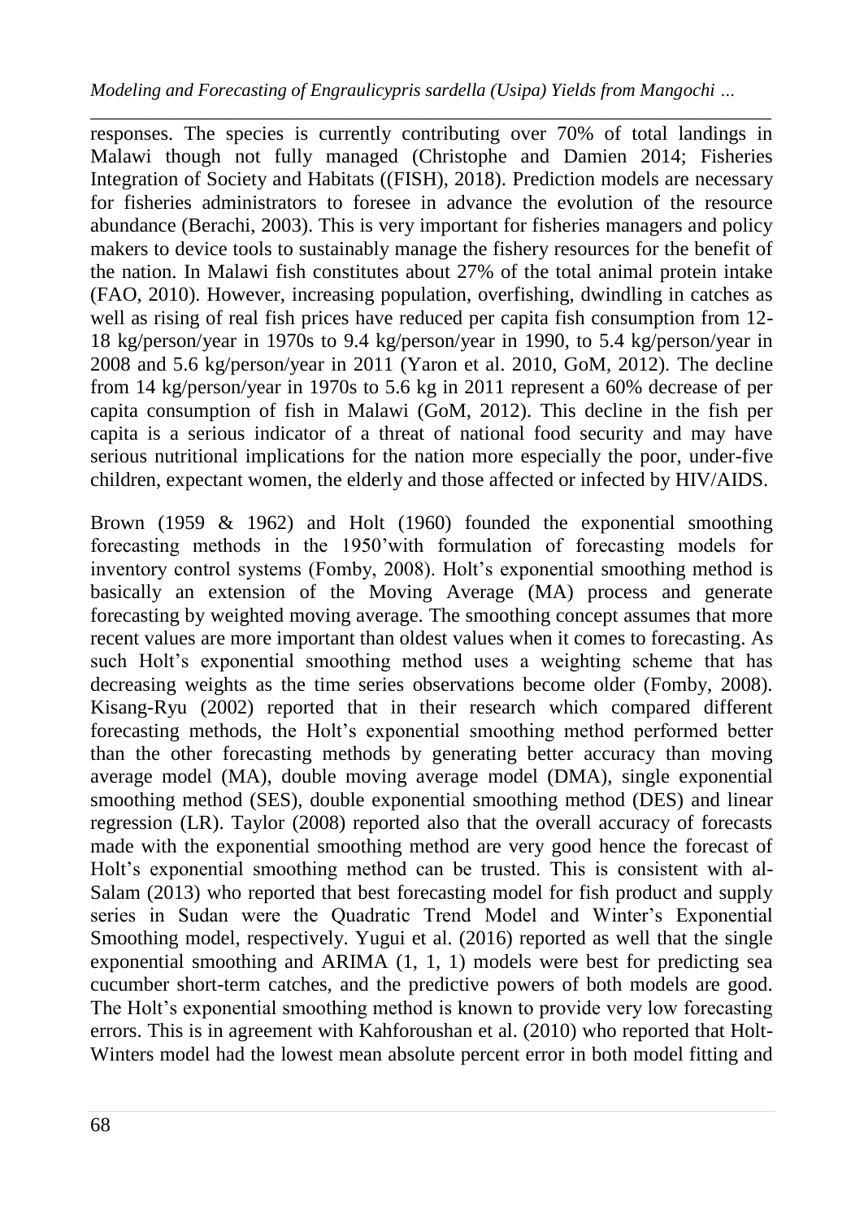responses. The species is currently contributing over 70% of total landings in Malawi though not fully managed (Christophe and Damien 2014; Fisheries Integration of Society and Habitats ((FISH), 2018). Prediction models are necessary for fisheries administrators to foresee in advance the evolution of the resource abundance (Berachi, 2003). This is very important for fisheries managers and policy makers to device tools to sustainably manage the fishery resources for the benefit of the nation. In Malawi fish constitutes about 27% of the total animal protein intake (FAO, 2010). However, increasing population, overfishing, dwindling in catches as well as rising of real fish prices have reduced per capita fish consumption from 12-18 kg/person/year in 1970s to 9.4 kg/person/year in 1990, to 5.4 kg/person/year in 2008 and 5.6 kg/person/year in 2011 (Yaron et al. 2010, GoM, 2012). The decline from 14 kg/person/year in 1970s to 5.6 kg in 2011 represent a 60% decrease of per capita consumption of fish in Malawi (GoM, 2012). This decline in the fish per capita is a serious indicator of a threat of national food security and may have serious nutritional implications for the nation more especially the poor, under-five children, expectant women, the elderly and those affected or infected by HIV/AIDS.

Brown (1959 & 1962) and Holt (1960) founded the exponential smoothing forecasting methods in the 1950'with formulation of forecasting models for inventory control systems (Fomby, 2008). Holt's exponential smoothing method is basically an extension of the Moving Average (MA) process and generate forecasting by weighted moving average. The smoothing concept assumes that more recent values are more important than oldest values when it comes to forecasting. As such Holt's exponential smoothing method uses a weighting scheme that has decreasing weights as the time series observations become older (Fomby, 2008). Kisang-Ryu (2002) reported that in their research which compared different forecasting methods, the Holt's exponential smoothing method performed better than the other forecasting methods by generating better accuracy than moving average model (MA), double moving average model (DMA), single exponential smoothing method (SES), double exponential smoothing method (DES) and linear regression (LR). Taylor (2008) reported also that the overall accuracy of forecasts made with the exponential smoothing method are very good hence the forecast of Holt's exponential smoothing method can be trusted. This is consistent with al-Salam (2013) who reported that best forecasting model for fish product and supply series in Sudan were the Quadratic Trend Model and Winter's Exponential Smoothing model, respectively. Yugui et al. (2016) reported as well that the single exponential smoothing and ARIMA (1, 1, 1) models were best for predicting sea cucumber short-term catches, and the predictive powers of both models are good. The Holt's exponential smoothing method is known to provide very low forecasting errors. This is in agreement with Kahforoushan et al. (2010) who reported that Holt-Winters model had the lowest mean absolute percent error in both model fitting and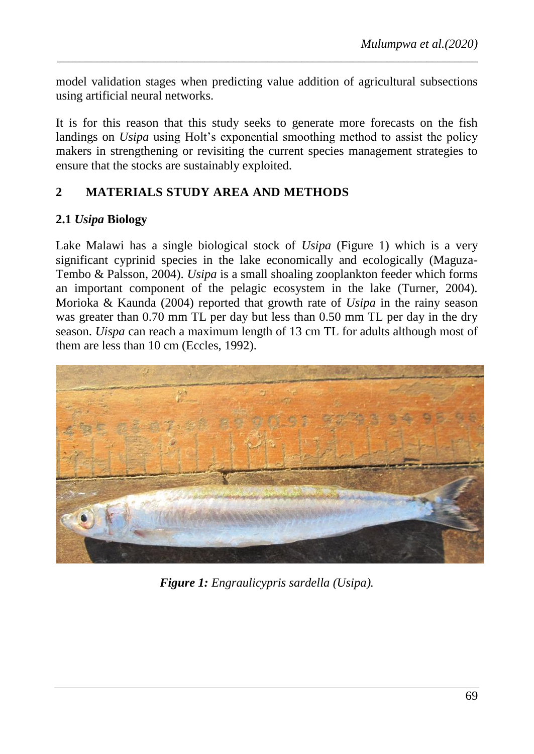model validation stages when predicting value addition of agricultural subsections using artificial neural networks.

It is for this reason that this study seeks to generate more forecasts on the fish landings on *Usipa* using Holt's exponential smoothing method to assist the policy makers in strengthening or revisiting the current species management strategies to ensure that the stocks are sustainably exploited.

## 2 MATERIALS STUDY AREA AND METHODS

### 2.1 *Usipa* Biology

Lake Malawi has a single biological stock of *Usipa* (Figure 1) which is a very significant cyprinid species in the lake economically and ecologically (Maguza-Tembo & Palsson, 2004). *Usipa* is a small shoaling zooplankton feeder which forms an important component of the pelagic ecosystem in the lake (Turner, 2004). Morioka & Kaunda (2004) reported that growth rate of *Usipa* in the rainy season was greater than 0.70 mm TL per day but less than 0.50 mm TL per day in the dry season. *Uispa* can reach a maximum length of 13 cm TL for adults although most of them are less than 10 cm (Eccles, 1992).

***Figure 1:*** *Engraulicypris sardella (Usipa).*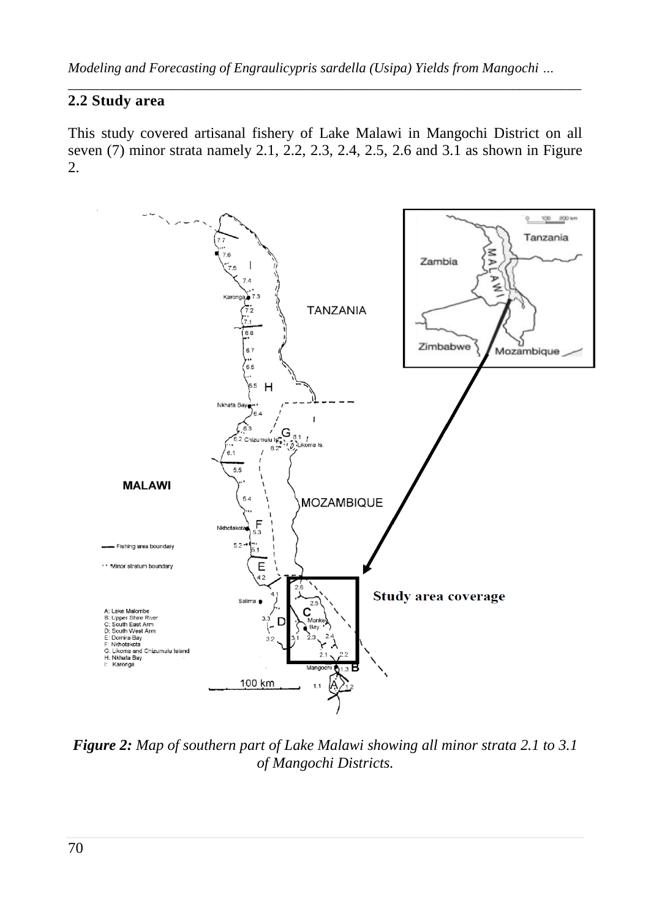## 2.2 Study area

This study covered artisanal fishery of Lake Malawi in Mangochi District on all seven (7) minor strata namely 2.1, 2.2, 2.3, 2.4, 2.5, 2.6 and 3.1 as shown in Figure 2.

***Figure 2:*** *Map of southern part of Lake Malawi showing all minor strata 2.1 to 3.1 of Mangochi Districts.*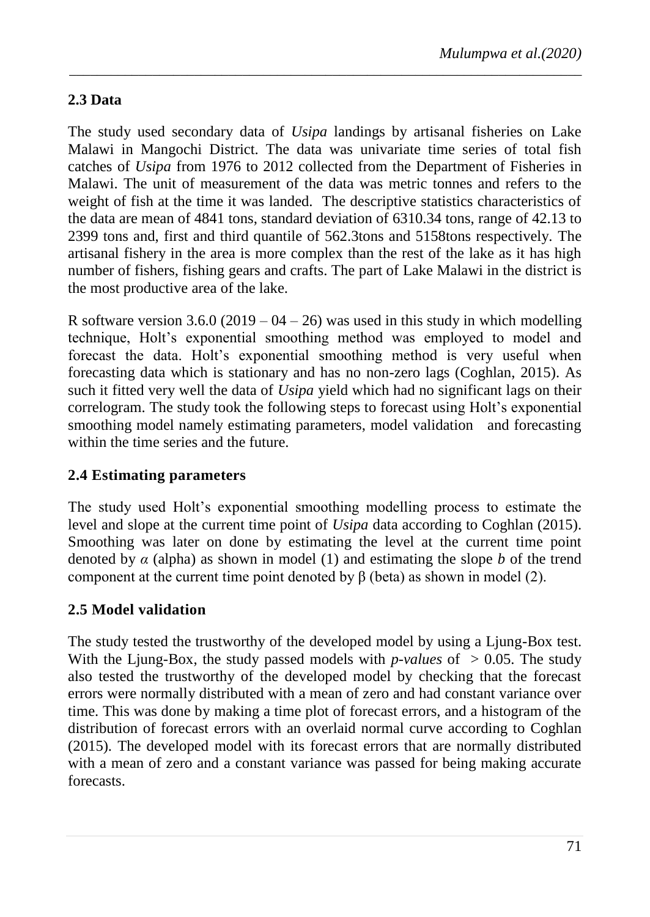## 2.3 Data

The study used secondary data of *Usipa* landings by artisanal fisheries on Lake Malawi in Mangochi District. The data was univariate time series of total fish catches of *Usipa* from 1976 to 2012 collected from the Department of Fisheries in Malawi. The unit of measurement of the data was metric tonnes and refers to the weight of fish at the time it was landed. The descriptive statistics characteristics of the data are mean of 4841 tons, standard deviation of 6310.34 tons, range of 42.13 to 2399 tons and, first and third quantile of 562.3tons and 5158tons respectively. The artisanal fishery in the area is more complex than the rest of the lake as it has high number of fishers, fishing gears and crafts. The part of Lake Malawi in the district is the most productive area of the lake.

R software version 3.6.0 (2019 – 04 – 26) was used in this study in which modelling technique, Holt's exponential smoothing method was employed to model and forecast the data. Holt's exponential smoothing method is very useful when forecasting data which is stationary and has no non-zero lags (Coghlan, 2015). As such it fitted very well the data of *Usipa* yield which had no significant lags on their correlogram. The study took the following steps to forecast using Holt's exponential smoothing model namely estimating parameters, model validation and forecasting within the time series and the future.

## 2.4 Estimating parameters

The study used Holt's exponential smoothing modelling process to estimate the level and slope at the current time point of *Usipa* data according to Coghlan (2015). Smoothing was later on done by estimating the level at the current time point denoted by $\alpha$ (alpha) as shown in model (1) and estimating the slope $b$ of the trend component at the current time point denoted by $\beta$ (beta) as shown in model (2).

## 2.5 Model validation

The study tested the trustworthy of the developed model by using a Ljung-Box test. With the Ljung-Box, the study passed models with *p-values* of $> 0.05$. The study also tested the trustworthy of the developed model by checking that the forecast errors were normally distributed with a mean of zero and had constant variance over time. This was done by making a time plot of forecast errors, and a histogram of the distribution of forecast errors with an overlaid normal curve according to Coghlan (2015). The developed model with its forecast errors that are normally distributed with a mean of zero and a constant variance was passed for being making accurate forecasts.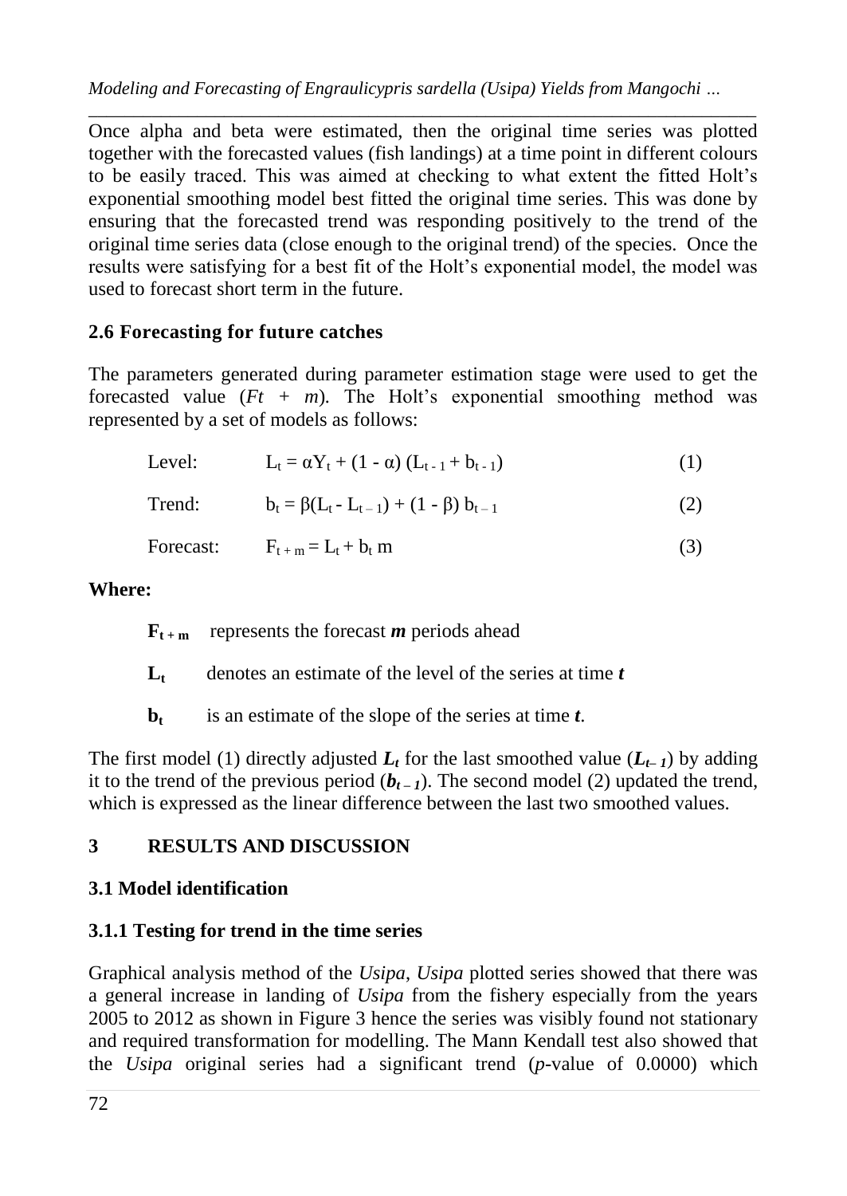Once alpha and beta were estimated, then the original time series was plotted together with the forecasted values (fish landings) at a time point in different colours to be easily traced. This was aimed at checking to what extent the fitted Holt's exponential smoothing model best fitted the original time series. This was done by ensuring that the forecasted trend was responding positively to the trend of the original time series data (close enough to the original trend) of the species. Once the results were satisfying for a best fit of the Holt's exponential model, the model was used to forecast short term in the future.

### 2.6 Forecasting for future catches

The parameters generated during parameter estimation stage were used to get the forecasted value ($Ft + m$). The Holt's exponential smoothing method was represented by a set of models as follows:

Level: $$L_t = \alpha Y_t + (1 - \alpha)(L_{t-1} + b_{t-1}) \quad (1)$$

Trend: $$b_t = \beta(L_t - L_{t-1}) + (1 - \beta) b_{t-1} \quad (2)$$

Forecast: $$F_{t+m} = L_t + b_t m \quad (3)$$

**Where:**

- $\mathbf{F_{t+m}}$ represents the forecast ***m*** periods ahead
- $\mathbf{L_t}$ denotes an estimate of the level of the series at time ***t***
- $\mathbf{b_t}$ is an estimate of the slope of the series at time ***t***.

The first model (1) directly adjusted $L_t$ for the last smoothed value ($L_{t-1}$) by adding it to the trend of the previous period ($b_{t-1}$). The second model (2) updated the trend, which is expressed as the linear difference between the last two smoothed values.

## 3 RESULTS AND DISCUSSION

### 3.1 Model identification

#### 3.1.1 Testing for trend in the time series

Graphical analysis method of the *Usipa*, *Usipa* plotted series showed that there was a general increase in landing of *Usipa* from the fishery especially from the years 2005 to 2012 as shown in Figure 3 hence the series was visibly found not stationary and required transformation for modelling. The Mann Kendall test also showed that the *Usipa* original series had a significant trend (*p*-value of 0.0000) which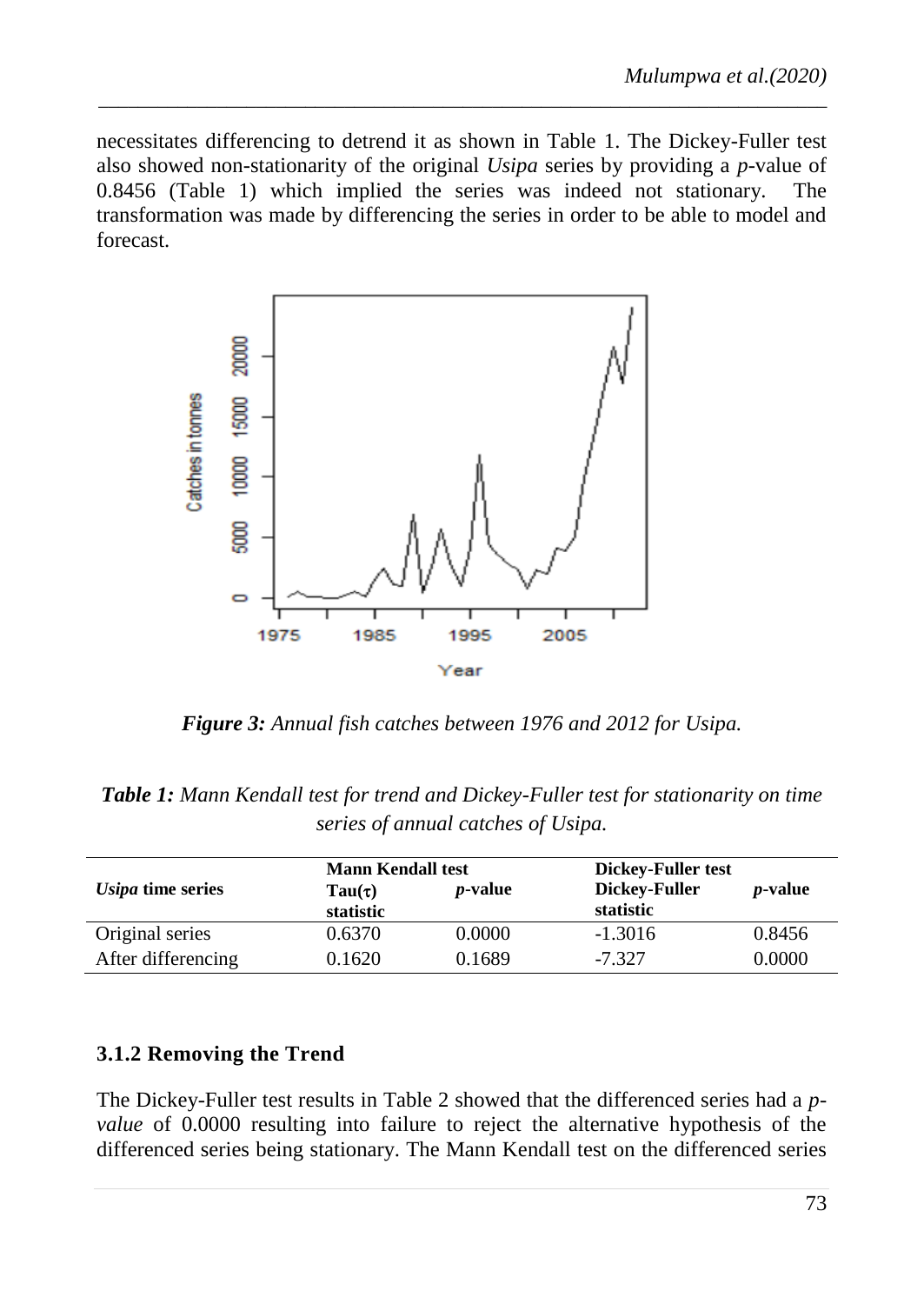necessitates differencing to detrend it as shown in Table 1. The Dickey-Fuller test also showed non-stationarity of the original *Usipa* series by providing a *p*-value of 0.8456 (Table 1) which implied the series was indeed not stationary. The transformation was made by differencing the series in order to be able to model and forecast.

***Figure 3:*** *Annual fish catches between 1976 and 2012 for Usipa.*

***Table 1:*** *Mann Kendall test for trend and Dickey-Fuller test for stationarity on time series of annual catches of Usipa.*

| ***Usipa* time series** | **Mann Kendall test** | | **Dickey-Fuller test** | |
|---|---|---|---|---|
| | **Tau(τ) statistic** | ***p*-value** | **Dickey-Fuller statistic** | ***p*-value** |
| Original series | 0.6370 | 0.0000 | -1.3016 | 0.8456 |
| After differencing | 0.1620 | 0.1689 | -7.327 | 0.0000 |

### 3.1.2 Removing the Trend

The Dickey-Fuller test results in Table 2 showed that the differenced series had a *p-value* of 0.0000 resulting into failure to reject the alternative hypothesis of the differenced series being stationary. The Mann Kendall test on the differenced series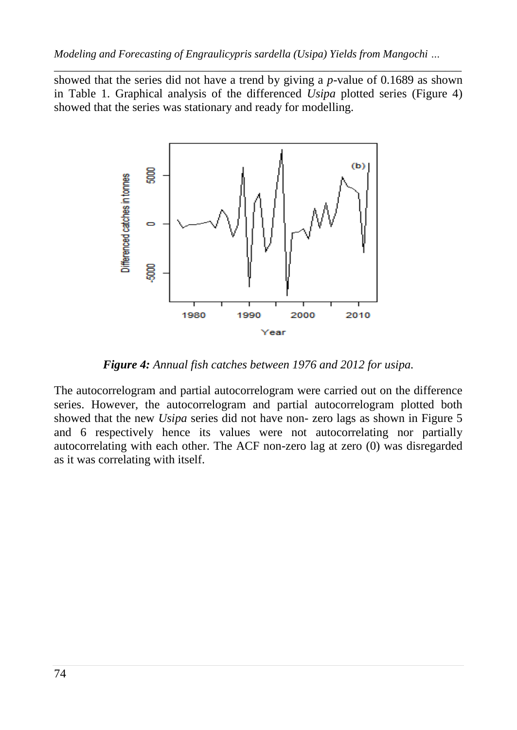showed that the series did not have a trend by giving a *p*-value of 0.1689 as shown in Table 1. Graphical analysis of the differenced *Usipa* plotted series (Figure 4) showed that the series was stationary and ready for modelling.

***Figure 4:*** *Annual fish catches between 1976 and 2012 for usipa.*

The autocorrelogram and partial autocorrelogram were carried out on the difference series. However, the autocorrelogram and partial autocorrelogram plotted both showed that the new *Usipa* series did not have non- zero lags as shown in Figure 5 and 6 respectively hence its values were not autocorrelating nor partially autocorrelating with each other. The ACF non-zero lag at zero (0) was disregarded as it was correlating with itself.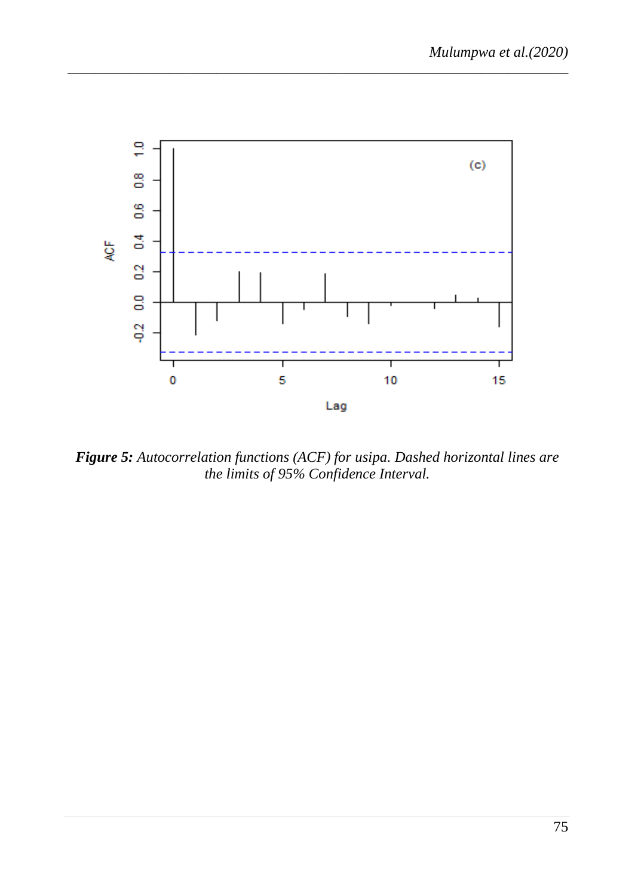**Figure 5:** *Autocorrelation functions (ACF) for usipa. Dashed horizontal lines are the limits of 95% Confidence Interval.*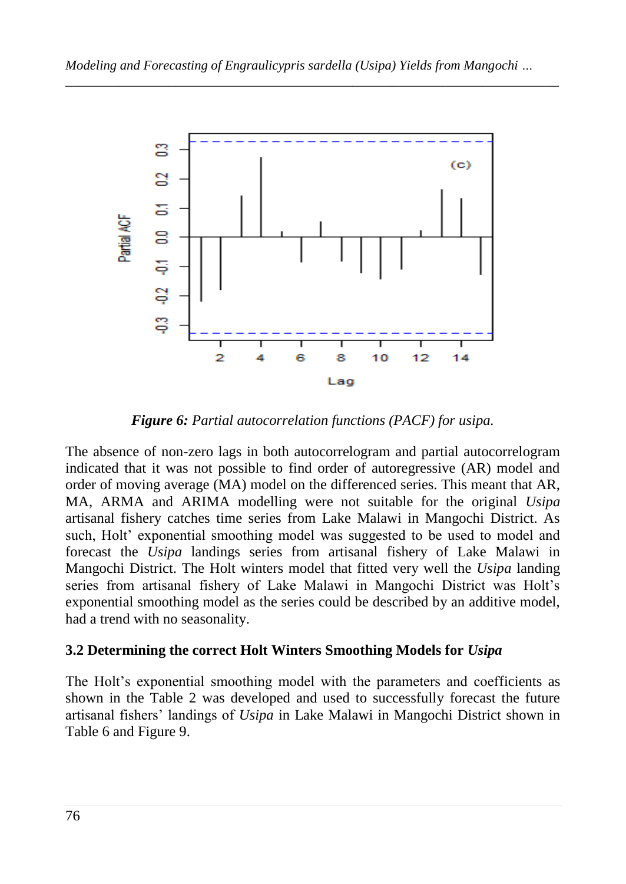*Figure 6: Partial autocorrelation functions (PACF) for usipa.*

The absence of non-zero lags in both autocorrelogram and partial autocorrelogram indicated that it was not possible to find order of autoregressive (AR) model and order of moving average (MA) model on the differenced series. This meant that AR, MA, ARMA and ARIMA modelling were not suitable for the original *Usipa* artisanal fishery catches time series from Lake Malawi in Mangochi District. As such, Holt' exponential smoothing model was suggested to be used to model and forecast the *Usipa* landings series from artisanal fishery of Lake Malawi in Mangochi District. The Holt winters model that fitted very well the *Usipa* landing series from artisanal fishery of Lake Malawi in Mangochi District was Holt's exponential smoothing model as the series could be described by an additive model, had a trend with no seasonality.

### 3.2 Determining the correct Holt Winters Smoothing Models for *Usipa*

The Holt's exponential smoothing model with the parameters and coefficients as shown in the Table 2 was developed and used to successfully forecast the future artisanal fishers' landings of *Usipa* in Lake Malawi in Mangochi District shown in Table 6 and Figure 9.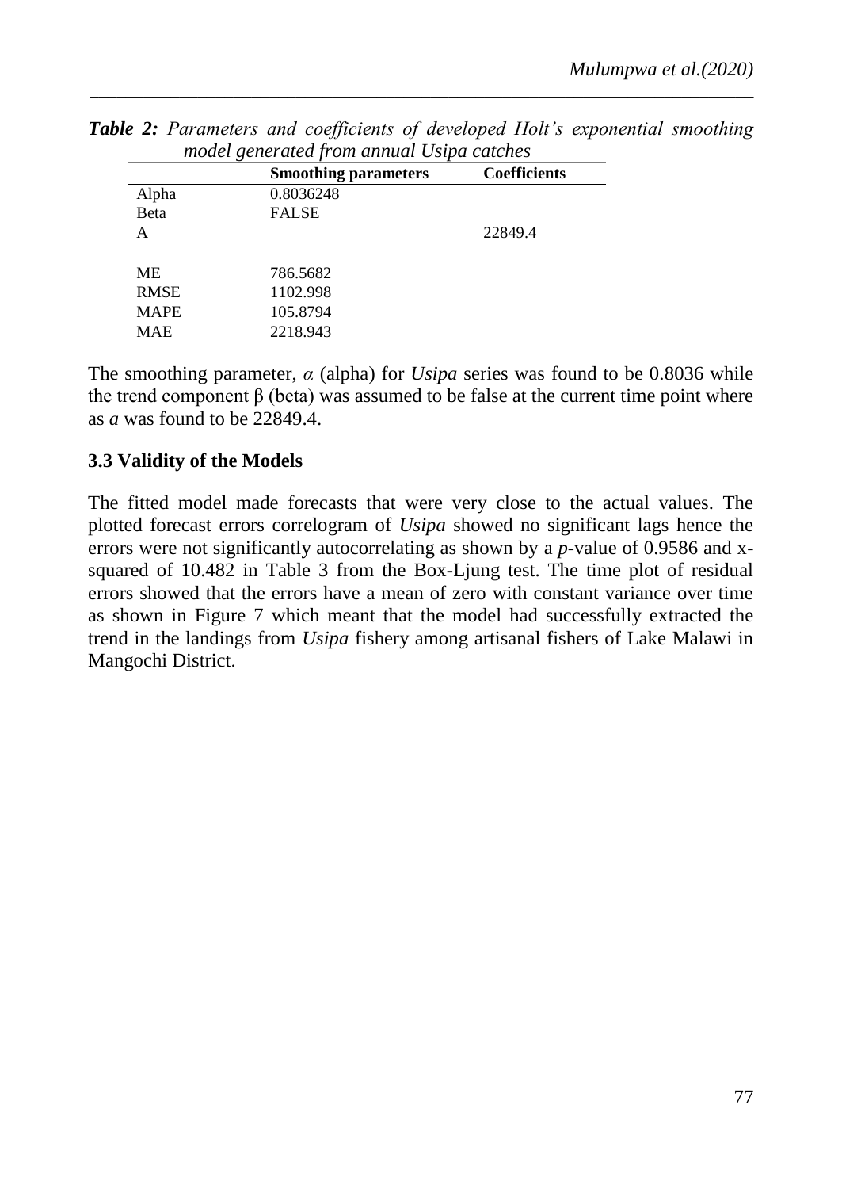***Table 2:*** *Parameters and coefficients of developed Holt's exponential smoothing model generated from annual Usipa catches*

| | **Smoothing parameters** | **Coefficients** |
|---|---|---|
| Alpha | 0.8036248 | |
| Beta | FALSE | |
| A | | 22849.4 |
| | | |
| ME | 786.5682 | |
| RMSE | 1102.998 | |
| MAPE | 105.8794 | |
| MAE | 2218.943 | |

The smoothing parameter, $\alpha$ (alpha) for *Usipa* series was found to be 0.8036 while the trend component $\beta$ (beta) was assumed to be false at the current time point where as *a* was found to be 22849.4.

### 3.3 Validity of the Models

The fitted model made forecasts that were very close to the actual values. The plotted forecast errors correlogram of *Usipa* showed no significant lags hence the errors were not significantly autocorrelating as shown by a *p*-value of 0.9586 and x-squared of 10.482 in Table 3 from the Box-Ljung test. The time plot of residual errors showed that the errors have a mean of zero with constant variance over time as shown in Figure 7 which meant that the model had successfully extracted the trend in the landings from *Usipa* fishery among artisanal fishers of Lake Malawi in Mangochi District.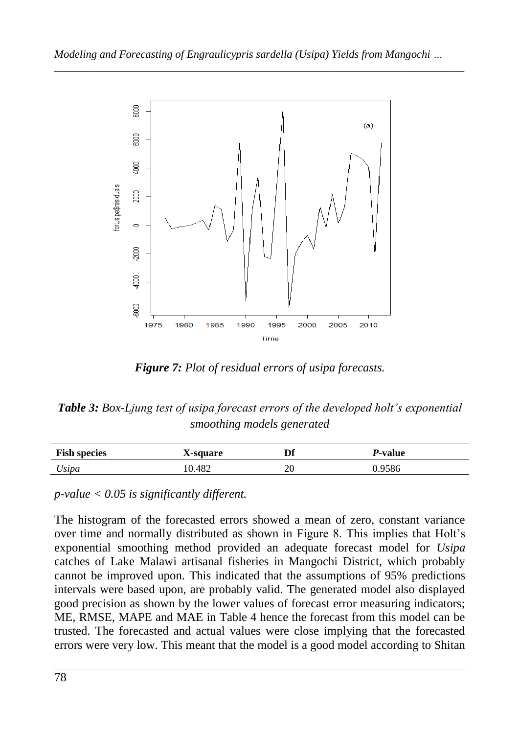*Figure 7: Plot of residual errors of usipa forecasts.*

***Table 3:*** *Box-Ljung test of usipa forecast errors of the developed holt's exponential smoothing models generated*

| Fish species | X-square | Df | *P*-value |
|---|---|---|---|
| *Usipa* | 10.482 | 20 | 0.9586 |

*p-value < 0.05 is significantly different.*

The histogram of the forecasted errors showed a mean of zero, constant variance over time and normally distributed as shown in Figure 8. This implies that Holt's exponential smoothing method provided an adequate forecast model for *Usipa* catches of Lake Malawi artisanal fisheries in Mangochi District, which probably cannot be improved upon. This indicated that the assumptions of 95% predictions intervals were based upon, are probably valid. The generated model also displayed good precision as shown by the lower values of forecast error measuring indicators; ME, RMSE, MAPE and MAE in Table 4 hence the forecast from this model can be trusted. The forecasted and actual values were close implying that the forecasted errors were very low. This meant that the model is a good model according to Shitan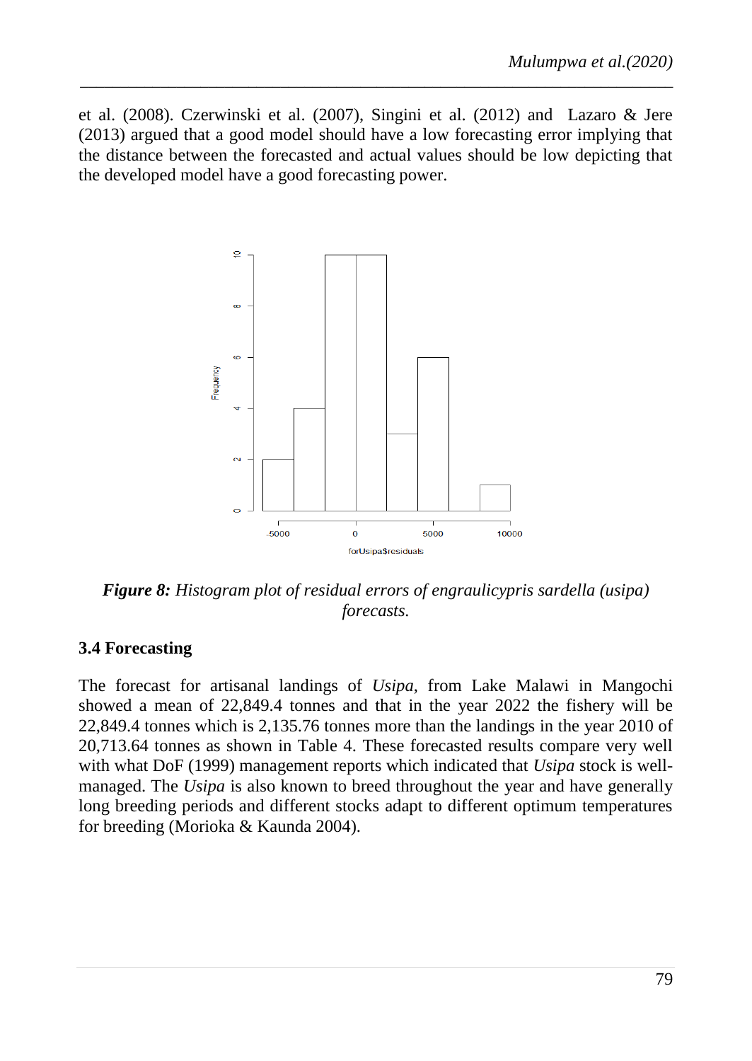et al. (2008). Czerwinski et al. (2007), Singini et al. (2012) and Lazaro & Jere (2013) argued that a good model should have a low forecasting error implying that the distance between the forecasted and actual values should be low depicting that the developed model have a good forecasting power.

***Figure 8:*** *Histogram plot of residual errors of engraulicypris sardella (usipa) forecasts.*

### 3.4 Forecasting

The forecast for artisanal landings of *Usipa*, from Lake Malawi in Mangochi showed a mean of 22,849.4 tonnes and that in the year 2022 the fishery will be 22,849.4 tonnes which is 2,135.76 tonnes more than the landings in the year 2010 of 20,713.64 tonnes as shown in Table 4. These forecasted results compare very well with what DoF (1999) management reports which indicated that *Usipa* stock is well-managed. The *Usipa* is also known to breed throughout the year and have generally long breeding periods and different stocks adapt to different optimum temperatures for breeding (Morioka & Kaunda 2004).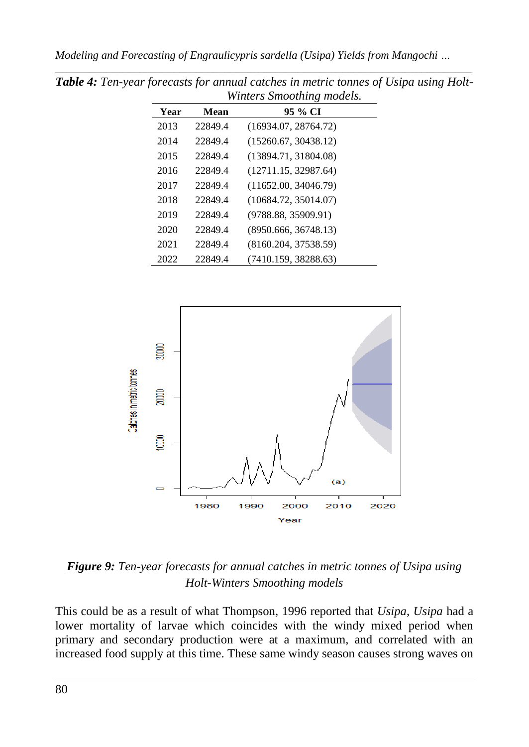*Table 4: Ten-year forecasts for annual catches in metric tonnes of Usipa using Holt-Winters Smoothing models.*

| Year | Mean | 95 % CI |
|---|---|---|
| 2013 | 22849.4 | (16934.07, 28764.72) |
| 2014 | 22849.4 | (15260.67, 30438.12) |
| 2015 | 22849.4 | (13894.71, 31804.08) |
| 2016 | 22849.4 | (12711.15, 32987.64) |
| 2017 | 22849.4 | (11652.00, 34046.79) |
| 2018 | 22849.4 | (10684.72, 35014.07) |
| 2019 | 22849.4 | (9788.88, 35909.91) |
| 2020 | 22849.4 | (8950.666, 36748.13) |
| 2021 | 22849.4 | (8160.204, 37538.59) |
| 2022 | 22849.4 | (7410.159, 38288.63) |

***Figure 9:** Ten-year forecasts for annual catches in metric tonnes of Usipa using Holt-Winters Smoothing models*

This could be as a result of what Thompson, 1996 reported that *Usipa*, *Usipa* had a lower mortality of larvae which coincides with the windy mixed period when primary and secondary production were at a maximum, and correlated with an increased food supply at this time. These same windy season causes strong waves on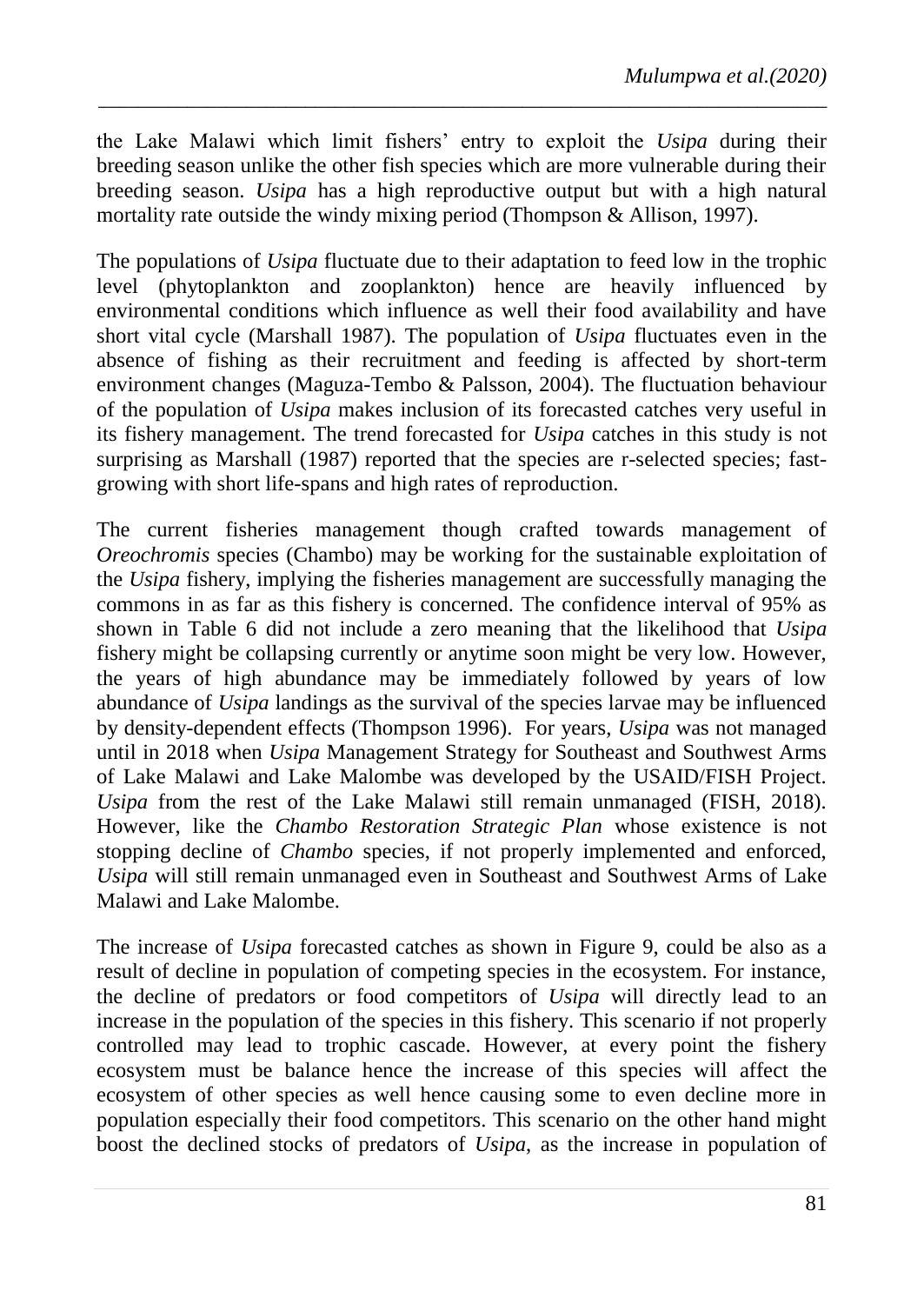the Lake Malawi which limit fishers' entry to exploit the *Usipa* during their breeding season unlike the other fish species which are more vulnerable during their breeding season. *Usipa* has a high reproductive output but with a high natural mortality rate outside the windy mixing period (Thompson & Allison, 1997).

The populations of *Usipa* fluctuate due to their adaptation to feed low in the trophic level (phytoplankton and zooplankton) hence are heavily influenced by environmental conditions which influence as well their food availability and have short vital cycle (Marshall 1987). The population of *Usipa* fluctuates even in the absence of fishing as their recruitment and feeding is affected by short-term environment changes (Maguza-Tembo & Palsson, 2004). The fluctuation behaviour of the population of *Usipa* makes inclusion of its forecasted catches very useful in its fishery management. The trend forecasted for *Usipa* catches in this study is not surprising as Marshall (1987) reported that the species are r-selected species; fast-growing with short life-spans and high rates of reproduction.

The current fisheries management though crafted towards management of *Oreochromis* species (Chambo) may be working for the sustainable exploitation of the *Usipa* fishery, implying the fisheries management are successfully managing the commons in as far as this fishery is concerned. The confidence interval of 95% as shown in Table 6 did not include a zero meaning that the likelihood that *Usipa* fishery might be collapsing currently or anytime soon might be very low. However, the years of high abundance may be immediately followed by years of low abundance of *Usipa* landings as the survival of the species larvae may be influenced by density-dependent effects (Thompson 1996). For years, *Usipa* was not managed until in 2018 when *Usipa* Management Strategy for Southeast and Southwest Arms of Lake Malawi and Lake Malombe was developed by the USAID/FISH Project. *Usipa* from the rest of the Lake Malawi still remain unmanaged (FISH, 2018). However, like the *Chambo Restoration Strategic Plan* whose existence is not stopping decline of *Chambo* species, if not properly implemented and enforced, *Usipa* will still remain unmanaged even in Southeast and Southwest Arms of Lake Malawi and Lake Malombe.

The increase of *Usipa* forecasted catches as shown in Figure 9, could be also as a result of decline in population of competing species in the ecosystem. For instance, the decline of predators or food competitors of *Usipa* will directly lead to an increase in the population of the species in this fishery. This scenario if not properly controlled may lead to trophic cascade. However, at every point the fishery ecosystem must be balance hence the increase of this species will affect the ecosystem of other species as well hence causing some to even decline more in population especially their food competitors. This scenario on the other hand might boost the declined stocks of predators of *Usipa*, as the increase in population of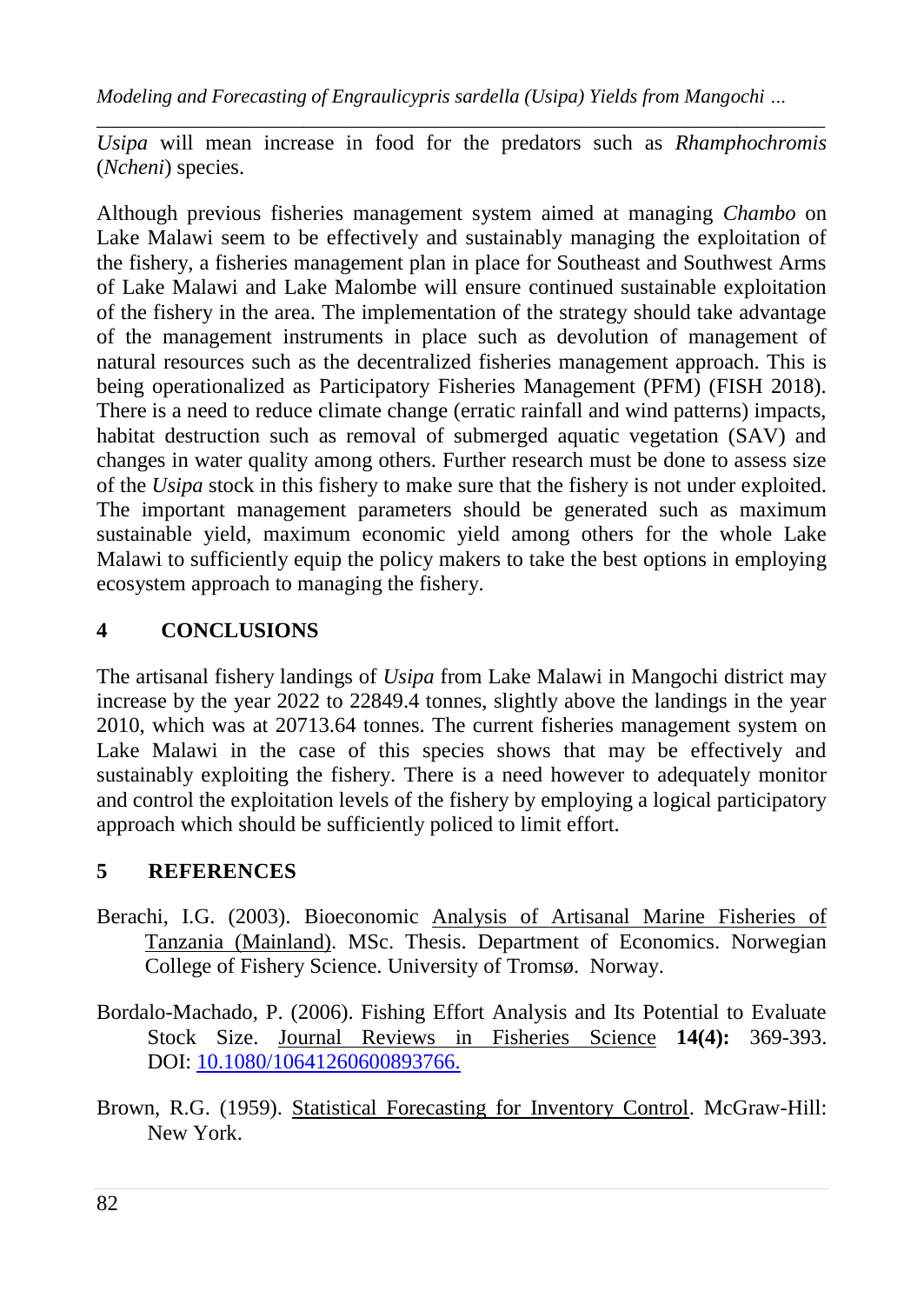*Usipa* will mean increase in food for the predators such as *Rhamphochromis* (*Ncheni*) species.

Although previous fisheries management system aimed at managing *Chambo* on Lake Malawi seem to be effectively and sustainably managing the exploitation of the fishery, a fisheries management plan in place for Southeast and Southwest Arms of Lake Malawi and Lake Malombe will ensure continued sustainable exploitation of the fishery in the area. The implementation of the strategy should take advantage of the management instruments in place such as devolution of management of natural resources such as the decentralized fisheries management approach. This is being operationalized as Participatory Fisheries Management (PFM) (FISH 2018). There is a need to reduce climate change (erratic rainfall and wind patterns) impacts, habitat destruction such as removal of submerged aquatic vegetation (SAV) and changes in water quality among others. Further research must be done to assess size of the *Usipa* stock in this fishery to make sure that the fishery is not under exploited. The important management parameters should be generated such as maximum sustainable yield, maximum economic yield among others for the whole Lake Malawi to sufficiently equip the policy makers to take the best options in employing ecosystem approach to managing the fishery.

## 4 CONCLUSIONS

The artisanal fishery landings of *Usipa* from Lake Malawi in Mangochi district may increase by the year 2022 to 22849.4 tonnes, slightly above the landings in the year 2010, which was at 20713.64 tonnes. The current fisheries management system on Lake Malawi in the case of this species shows that may be effectively and sustainably exploiting the fishery. There is a need however to adequately monitor and control the exploitation levels of the fishery by employing a logical participatory approach which should be sufficiently policed to limit effort.

## 5 REFERENCES

Berachi, I.G. (2003). Bioeconomic Analysis of Artisanal Marine Fisheries of Tanzania (Mainland). MSc. Thesis. Department of Economics. Norwegian College of Fishery Science. University of Tromsø. Norway.

Bordalo-Machado, P. (2006). Fishing Effort Analysis and Its Potential to Evaluate Stock Size. Journal Reviews in Fisheries Science **14(4):** 369-393. DOI: 10.1080/10641260600893766.

Brown, R.G. (1959). Statistical Forecasting for Inventory Control. McGraw-Hill: New York.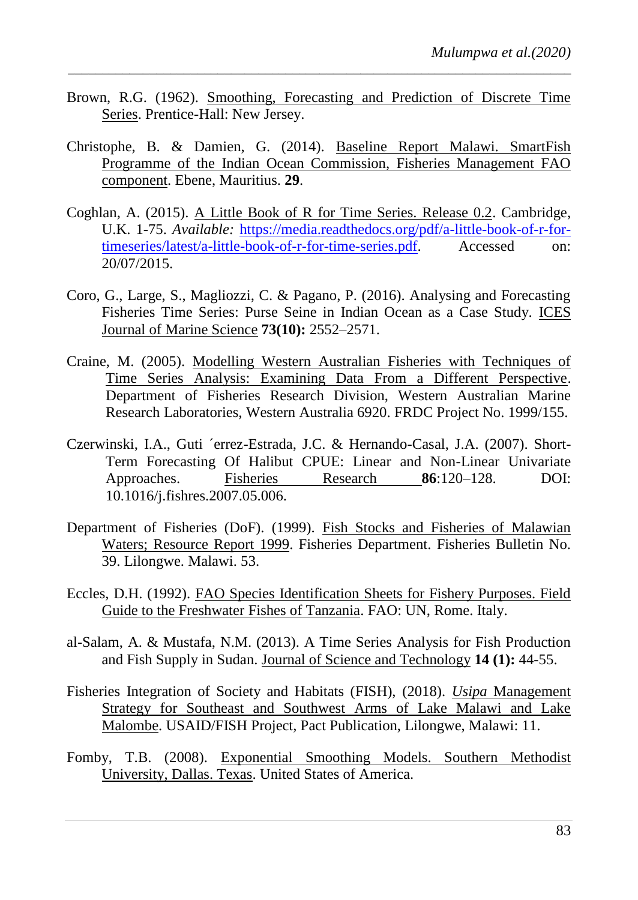Brown, R.G. (1962). Smoothing, Forecasting and Prediction of Discrete Time Series. Prentice-Hall: New Jersey.

Christophe, B. & Damien, G. (2014). Baseline Report Malawi. SmartFish Programme of the Indian Ocean Commission, Fisheries Management FAO component. Ebene, Mauritius. **29**.

Coghlan, A. (2015). A Little Book of R for Time Series. Release 0.2. Cambridge, U.K. 1-75. *Available:* https://media.readthedocs.org/pdf/a-little-book-of-r-for-timeseries/latest/a-little-book-of-r-for-time-series.pdf. Accessed on: 20/07/2015.

Coro, G., Large, S., Magliozzi, C. & Pagano, P. (2016). Analysing and Forecasting Fisheries Time Series: Purse Seine in Indian Ocean as a Case Study. ICES Journal of Marine Science **73(10):** 2552–2571.

Craine, M. (2005). Modelling Western Australian Fisheries with Techniques of Time Series Analysis: Examining Data From a Different Perspective. Department of Fisheries Research Division, Western Australian Marine Research Laboratories, Western Australia 6920. FRDC Project No. 1999/155.

Czerwinski, I.A., Guti ´errez-Estrada, J.C. & Hernando-Casal, J.A. (2007). Short-Term Forecasting Of Halibut CPUE: Linear and Non-Linear Univariate Approaches. Fisheries Research **86**:120–128. DOI: 10.1016/j.fishres.2007.05.006.

Department of Fisheries (DoF). (1999). Fish Stocks and Fisheries of Malawian Waters; Resource Report 1999. Fisheries Department. Fisheries Bulletin No. 39. Lilongwe. Malawi. 53.

Eccles, D.H. (1992). FAO Species Identification Sheets for Fishery Purposes. Field Guide to the Freshwater Fishes of Tanzania. FAO: UN, Rome. Italy.

al-Salam, A. & Mustafa, N.M. (2013). A Time Series Analysis for Fish Production and Fish Supply in Sudan. Journal of Science and Technology **14 (1):** 44-55.

Fisheries Integration of Society and Habitats (FISH), (2018). *Usipa* Management Strategy for Southeast and Southwest Arms of Lake Malawi and Lake Malombe. USAID/FISH Project, Pact Publication, Lilongwe, Malawi: 11.

Fomby, T.B. (2008). Exponential Smoothing Models. Southern Methodist University, Dallas. Texas. United States of America.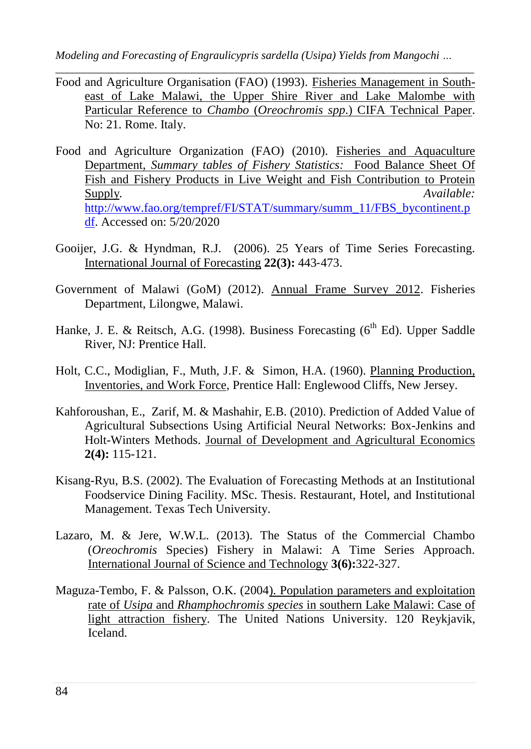Food and Agriculture Organisation (FAO) (1993). Fisheries Management in South-east of Lake Malawi, the Upper Shire River and Lake Malombe with Particular Reference to *Chambo* (*Oreochromis spp*.) CIFA Technical Paper. No: 21. Rome. Italy.

Food and Agriculture Organization (FAO) (2010). Fisheries and Aquaculture Department, *Summary tables of Fishery Statistics:* Food Balance Sheet Of Fish and Fishery Products in Live Weight and Fish Contribution to Protein Supply. *Available:* http://www.fao.org/tempref/FI/STAT/summary/summ_11/FBS_bycontinent.pdf. Accessed on: 5/20/2020

Gooijer, J.G. & Hyndman, R.J. (2006). 25 Years of Time Series Forecasting. International Journal of Forecasting **22(3):** 443-473.

Government of Malawi (GoM) (2012). Annual Frame Survey 2012. Fisheries Department, Lilongwe, Malawi.

Hanke, J. E. & Reitsch, A.G. (1998). Business Forecasting (6th Ed). Upper Saddle River, NJ: Prentice Hall.

Holt, C.C., Modiglian, F., Muth, J.F. & Simon, H.A. (1960). Planning Production, Inventories, and Work Force, Prentice Hall: Englewood Cliffs, New Jersey.

Kahforoushan, E., Zarif, M. & Mashahir, E.B. (2010). Prediction of Added Value of Agricultural Subsections Using Artificial Neural Networks: Box-Jenkins and Holt-Winters Methods. Journal of Development and Agricultural Economics **2(4):** 115-121.

Kisang-Ryu, B.S. (2002). The Evaluation of Forecasting Methods at an Institutional Foodservice Dining Facility. MSc. Thesis. Restaurant, Hotel, and Institutional Management. Texas Tech University.

Lazaro, M. & Jere, W.W.L. (2013). The Status of the Commercial Chambo (*Oreochromis* Species) Fishery in Malawi: A Time Series Approach. International Journal of Science and Technology **3(6):**322-327.

Maguza-Tembo, F. & Palsson, O.K. (2004). Population parameters and exploitation rate of *Usipa* and *Rhamphochromis species* in southern Lake Malawi: Case of light attraction fishery. The United Nations University. 120 Reykjavik, Iceland.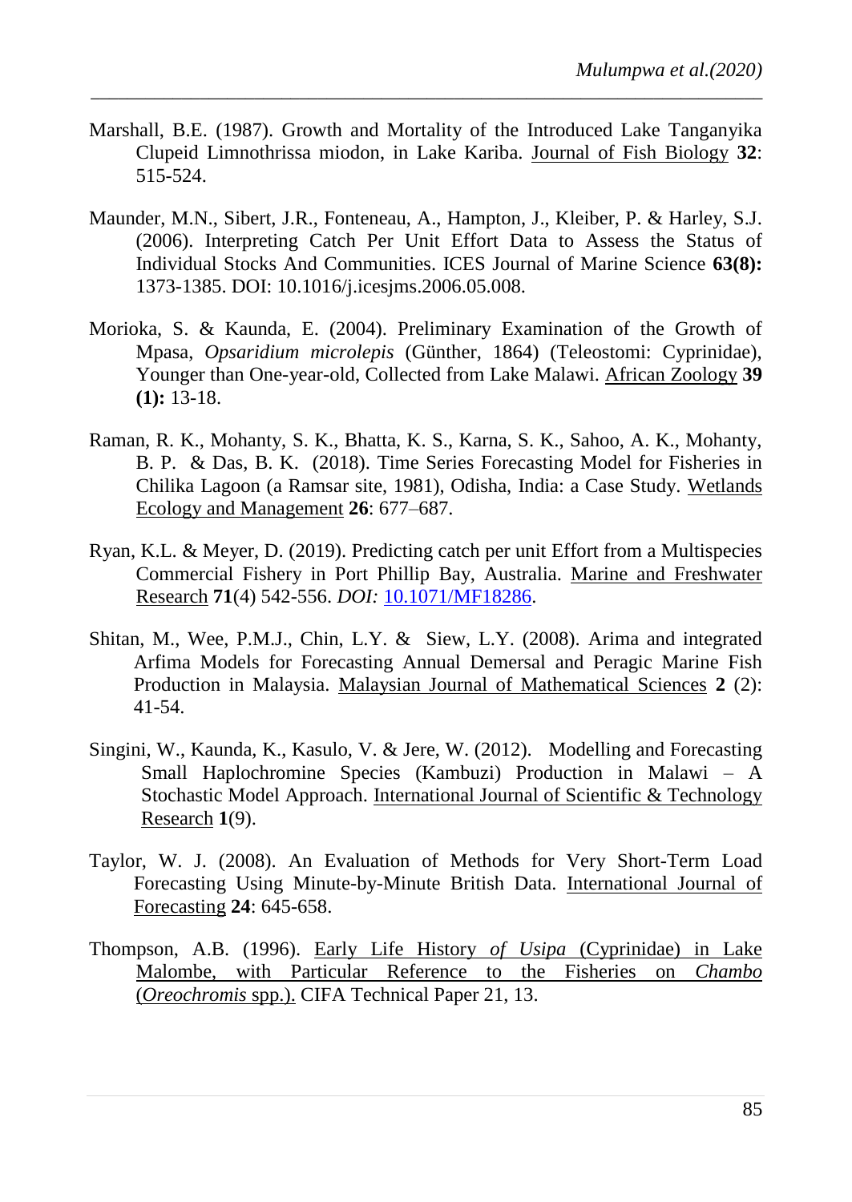Marshall, B.E. (1987). Growth and Mortality of the Introduced Lake Tanganyika Clupeid Limnothrissa miodon, in Lake Kariba. Journal of Fish Biology **32**: 515-524.

Maunder, M.N., Sibert, J.R., Fonteneau, A., Hampton, J., Kleiber, P. & Harley, S.J. (2006). Interpreting Catch Per Unit Effort Data to Assess the Status of Individual Stocks And Communities. ICES Journal of Marine Science **63(8):** 1373-1385. DOI: 10.1016/j.icesjms.2006.05.008.

Morioka, S. & Kaunda, E. (2004). Preliminary Examination of the Growth of Mpasa, *Opsaridium microlepis* (Günther, 1864) (Teleostomi: Cyprinidae), Younger than One-year-old, Collected from Lake Malawi. African Zoology **39 (1):** 13-18.

Raman, R. K., Mohanty, S. K., Bhatta, K. S., Karna, S. K., Sahoo, A. K., Mohanty, B. P. & Das, B. K. (2018). Time Series Forecasting Model for Fisheries in Chilika Lagoon (a Ramsar site, 1981), Odisha, India: a Case Study. Wetlands Ecology and Management **26**: 677–687.

Ryan, K.L. & Meyer, D. (2019). Predicting catch per unit Effort from a Multispecies Commercial Fishery in Port Phillip Bay, Australia. Marine and Freshwater Research **71**(4) 542-556. *DOI:* 10.1071/MF18286.

Shitan, M., Wee, P.M.J., Chin, L.Y. & Siew, L.Y. (2008). Arima and integrated Arfima Models for Forecasting Annual Demersal and Peragic Marine Fish Production in Malaysia. Malaysian Journal of Mathematical Sciences **2** (2): 41-54.

Singini, W., Kaunda, K., Kasulo, V. & Jere, W. (2012). Modelling and Forecasting Small Haplochromine Species (Kambuzi) Production in Malawi – A Stochastic Model Approach. International Journal of Scientific & Technology Research **1**(9).

Taylor, W. J. (2008). An Evaluation of Methods for Very Short-Term Load Forecasting Using Minute-by-Minute British Data. International Journal of Forecasting **24**: 645-658.

Thompson, A.B. (1996). Early Life History *of Usipa* (Cyprinidae) in Lake Malombe, with Particular Reference to the Fisheries on *Chambo* (*Oreochromis* spp.). CIFA Technical Paper 21, 13.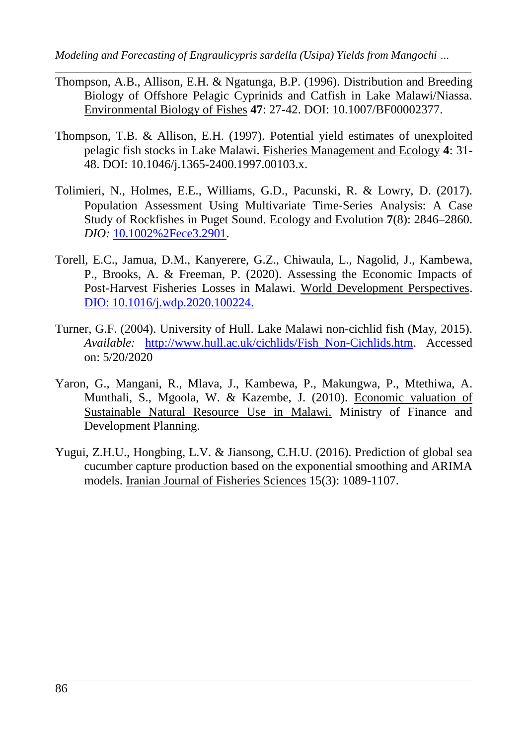Thompson, A.B., Allison, E.H. & Ngatunga, B.P. (1996). Distribution and Breeding Biology of Offshore Pelagic Cyprinids and Catfish in Lake Malawi/Niassa. Environmental Biology of Fishes **47**: 27-42. DOI: 10.1007/BF00002377.

Thompson, T.B. & Allison, E.H. (1997). Potential yield estimates of unexploited pelagic fish stocks in Lake Malawi. Fisheries Management and Ecology **4**: 31-48. DOI: 10.1046/j.1365-2400.1997.00103.x.

Tolimieri, N., Holmes, E.E., Williams, G.D., Pacunski, R. & Lowry, D. (2017). Population Assessment Using Multivariate Time-Series Analysis: A Case Study of Rockfishes in Puget Sound. Ecology and Evolution **7**(8): 2846–2860. *DIO:* 10.1002%2Fece3.2901.

Torell, E.C., Jamua, D.M., Kanyerere, G.Z., Chiwaula, L., Nagolid, J., Kambewa, P., Brooks, A. & Freeman, P. (2020). Assessing the Economic Impacts of Post-Harvest Fisheries Losses in Malawi. World Development Perspectives. DIO: 10.1016/j.wdp.2020.100224.

Turner, G.F. (2004). University of Hull. Lake Malawi non-cichlid fish (May, 2015). *Available:* http://www.hull.ac.uk/cichlids/Fish_Non-Cichlids.htm. Accessed on: 5/20/2020

Yaron, G., Mangani, R., Mlava, J., Kambewa, P., Makungwa, P., Mtethiwa, A. Munthali, S., Mgoola, W. & Kazembe, J. (2010). Economic valuation of Sustainable Natural Resource Use in Malawi. Ministry of Finance and Development Planning.

Yugui, Z.H.U., Hongbing, L.V. & Jiansong, C.H.U. (2016). Prediction of global sea cucumber capture production based on the exponential smoothing and ARIMA models. Iranian Journal of Fisheries Sciences 15(3): 1089-1107.